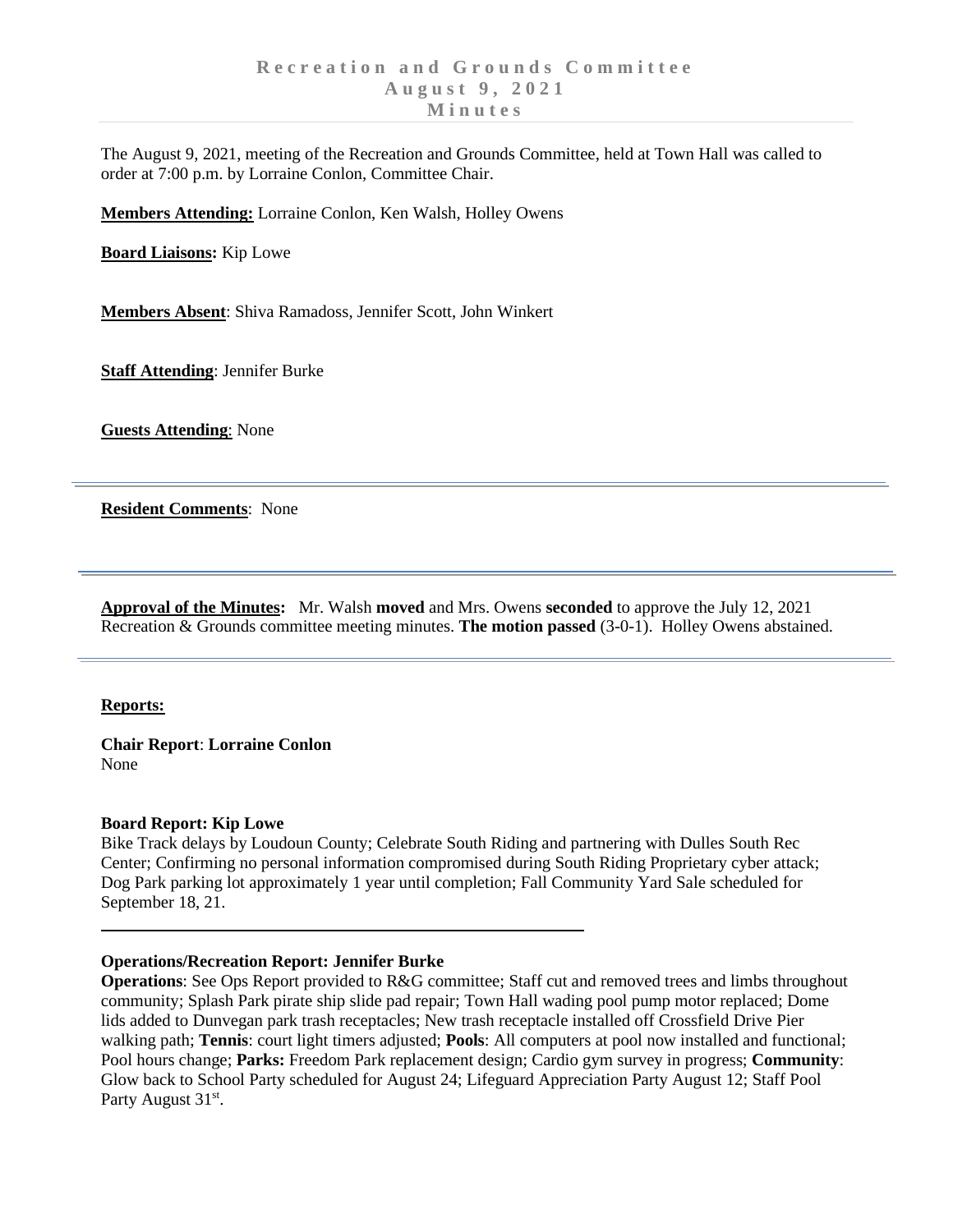# Recreation and Grounds Committee
## August 9, 2021
## Minutes

The August 9, 2021, meeting of the Recreation and Grounds Committee, held at Town Hall was called to order at 7:00 p.m. by Lorraine Conlon, Committee Chair.

**Members Attending:** Lorraine Conlon, Ken Walsh, Holley Owens

**Board Liaisons:** Kip Lowe

**Members Absent**: Shiva Ramadoss, Jennifer Scott, John Winkert

**Staff Attending**: Jennifer Burke

**Guests Attending**: None

---

**Resident Comments**: None

---

**Approval of the Minutes:** Mr. Walsh **moved** and Mrs. Owens **seconded** to approve the July 12, 2021 Recreation & Grounds committee meeting minutes. **The motion passed** (3-0-1). Holley Owens abstained.

---

**Reports:**

**Chair Report**: **Lorraine Conlon**
None

**Board Report: Kip Lowe**
Bike Track delays by Loudoun County; Celebrate South Riding and partnering with Dulles South Rec Center; Confirming no personal information compromised during South Riding Proprietary cyber attack; Dog Park parking lot approximately 1 year until completion; Fall Community Yard Sale scheduled for September 18, 21.

---

**Operations/Recreation Report: Jennifer Burke**
**Operations**: See Ops Report provided to R&G committee; Staff cut and removed trees and limbs throughout community; Splash Park pirate ship slide pad repair; Town Hall wading pool pump motor replaced; Dome lids added to Dunvegan park trash receptacles; New trash receptacle installed off Crossfield Drive Pier walking path; **Tennis**: court light timers adjusted; **Pools**: All computers at pool now installed and functional; Pool hours change; **Parks:** Freedom Park replacement design; Cardio gym survey in progress; **Community**: Glow back to School Party scheduled for August 24; Lifeguard Appreciation Party August 12; Staff Pool Party August 31st.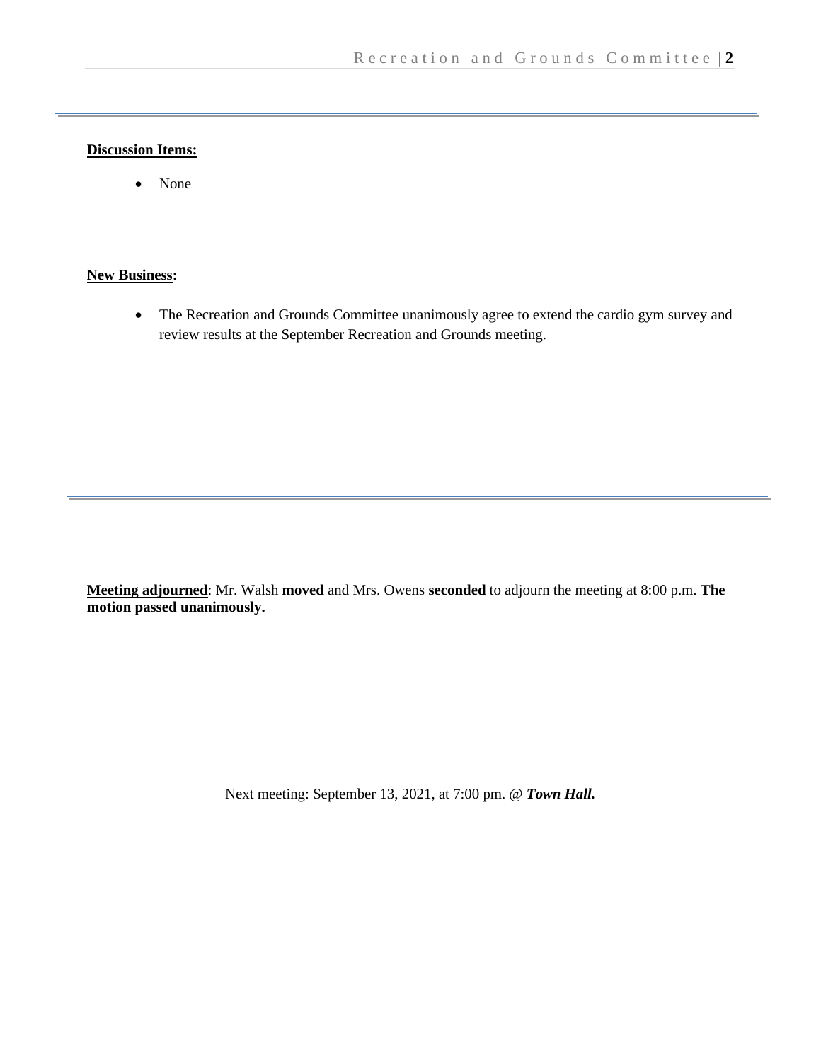**<u>Discussion Items:</u>**

- None

**<u>New Business</u>:**

- The Recreation and Grounds Committee unanimously agree to extend the cardio gym survey and review results at the September Recreation and Grounds meeting.

---

**<u>Meeting adjourned</u>**: Mr. Walsh **moved** and Mrs. Owens **seconded** to adjourn the meeting at 8:00 p.m. **The motion passed unanimously.**

Next meeting: September 13, 2021, at 7:00 pm. @ ***Town Hall.***